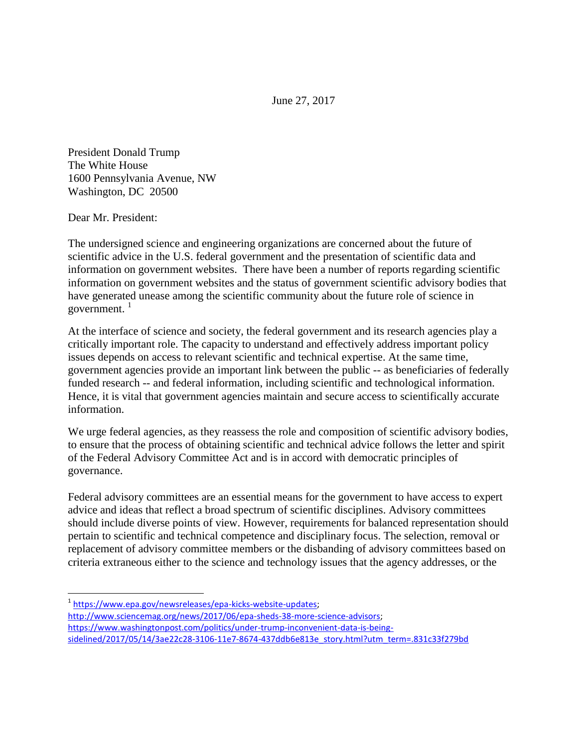June 27, 2017

President Donald Trump
The White House
1600 Pennsylvania Avenue, NW
Washington, DC 20500

Dear Mr. President:

The undersigned science and engineering organizations are concerned about the future of scientific advice in the U.S. federal government and the presentation of scientific data and information on government websites. There have been a number of reports regarding scientific information on government websites and the status of government scientific advisory bodies that have generated unease among the scientific community about the future role of science in government. [1]

At the interface of science and society, the federal government and its research agencies play a critically important role. The capacity to understand and effectively address important policy issues depends on access to relevant scientific and technical expertise. At the same time, government agencies provide an important link between the public -- as beneficiaries of federally funded research -- and federal information, including scientific and technological information. Hence, it is vital that government agencies maintain and secure access to scientifically accurate information.

We urge federal agencies, as they reassess the role and composition of scientific advisory bodies, to ensure that the process of obtaining scientific and technical advice follows the letter and spirit of the Federal Advisory Committee Act and is in accord with democratic principles of governance.

Federal advisory committees are an essential means for the government to have access to expert advice and ideas that reflect a broad spectrum of scientific disciplines. Advisory committees should include diverse points of view. However, requirements for balanced representation should pertain to scientific and technical competence and disciplinary focus. The selection, removal or replacement of advisory committee members or the disbanding of advisory committees based on criteria extraneous either to the science and technology issues that the agency addresses, or the

---

[1] https://www.epa.gov/newsreleases/epa-kicks-website-updates; http://www.sciencemag.org/news/2017/06/epa-sheds-38-more-science-advisors; https://www.washingtonpost.com/politics/under-trump-inconvenient-data-is-being-sidelined/2017/05/14/3ae22c28-3106-11e7-8674-437ddb6e813e_story.html?utm_term=.831c33f279bd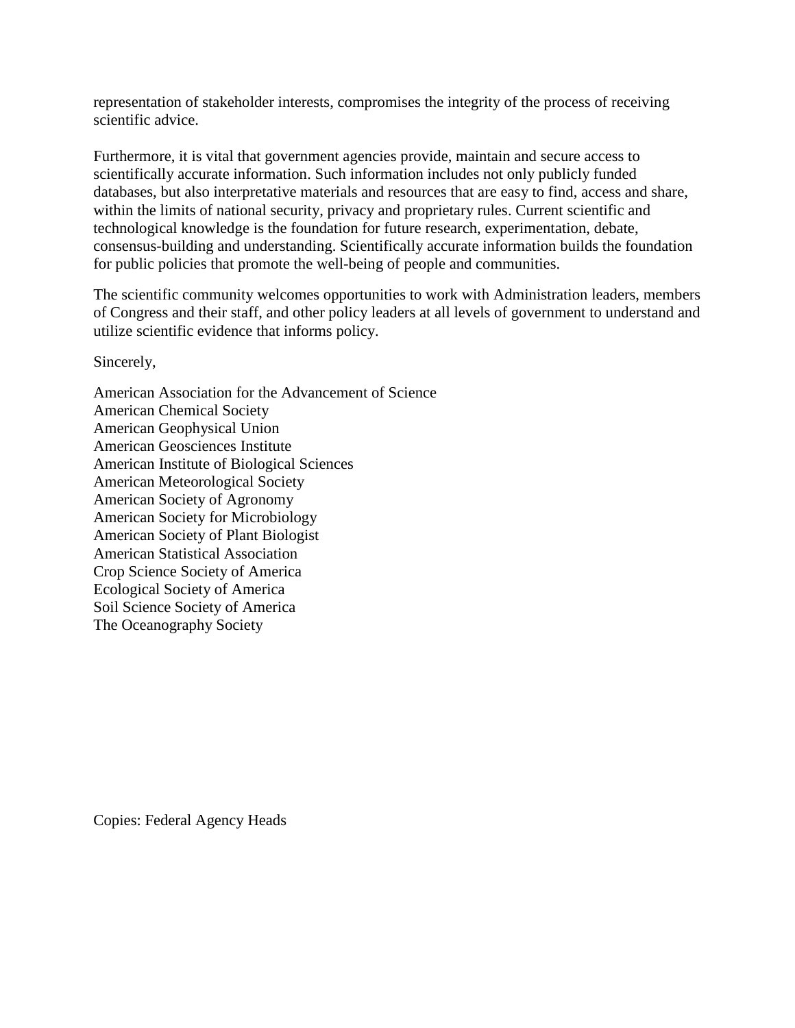representation of stakeholder interests, compromises the integrity of the process of receiving scientific advice.

Furthermore, it is vital that government agencies provide, maintain and secure access to scientifically accurate information. Such information includes not only publicly funded databases, but also interpretative materials and resources that are easy to find, access and share, within the limits of national security, privacy and proprietary rules. Current scientific and technological knowledge is the foundation for future research, experimentation, debate, consensus-building and understanding. Scientifically accurate information builds the foundation for public policies that promote the well-being of people and communities.

The scientific community welcomes opportunities to work with Administration leaders, members of Congress and their staff, and other policy leaders at all levels of government to understand and utilize scientific evidence that informs policy.

Sincerely,

American Association for the Advancement of Science
American Chemical Society
American Geophysical Union
American Geosciences Institute
American Institute of Biological Sciences
American Meteorological Society
American Society of Agronomy
American Society for Microbiology
American Society of Plant Biologist
American Statistical Association
Crop Science Society of America
Ecological Society of America
Soil Science Society of America
The Oceanography Society

Copies: Federal Agency Heads